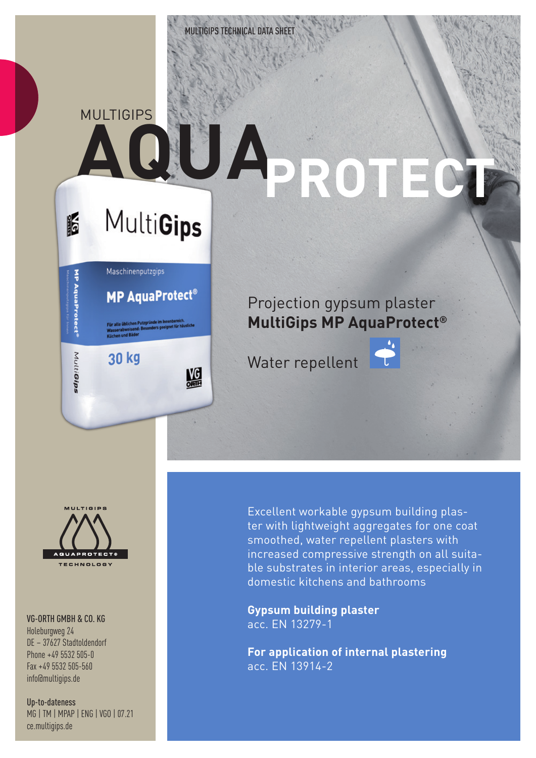MULTIGIPS TECHNICAL DATA SHEET

MULTIGIPS

# AQUAPROTECT

Projection gypsum plaster
**MultiGips MP AquaProtect®**

Water repellent

Excellent workable gypsum building plaster with lightweight aggregates for one coat smoothed, water repellent plasters with increased compressive strength on all suitable substrates in interior areas, especially in domestic kitchens and bathrooms

**Gypsum building plaster**
acc. EN 13279-1

**For application of internal plastering**
acc. EN 13914-2

MULTIGIPS AQUAPROTECT® TECHNOLOGY

VG-ORTH GMBH & CO. KG
Holeburgweg 24
DE – 37627 Stadtoldendorf
Phone +49 5532 505-0
Fax +49 5532 505-560
info@multigips.de

Up-to-dateness
MG | TM | MPAP | ENG | VGO | 07.21
ce.multigips.de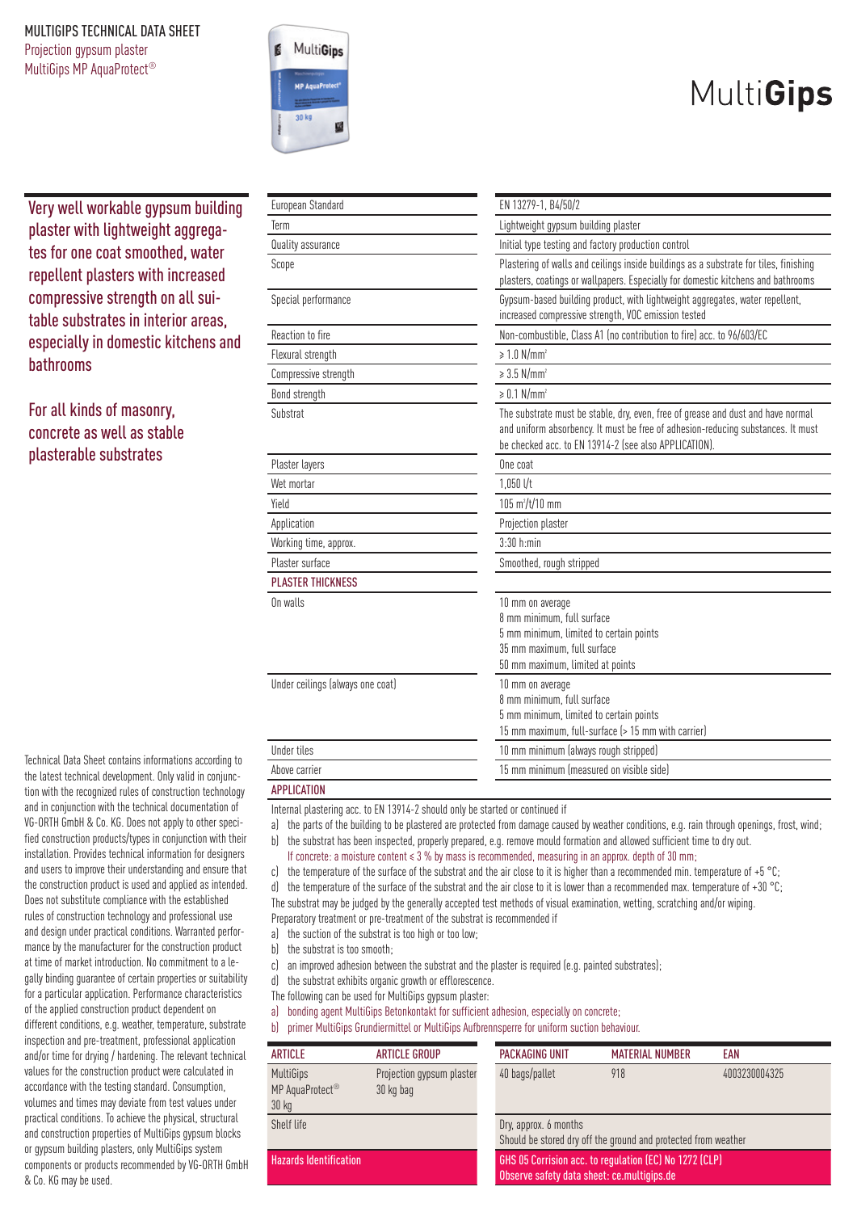MULTIGIPS TECHNICAL DATA SHEET
Projection gypsum plaster
MultiGips MP AquaProtect®

MultiGips

## Very well workable gypsum building plaster with lightweight aggregates for one coat smoothed, water repellent plasters with increased compressive strength on all suitable substrates in interior areas, especially in domestic kitchens and bathrooms

## For all kinds of masonry, concrete as well as stable plasterable substrates

| | |
|---|---|
| European Standard | EN 13279-1, B4/50/2 |
| Term | Lightweight gypsum building plaster |
| Quality assurance | Initial type testing and factory production control |
| Scope | Plastering of walls and ceilings inside buildings as a substrate for tiles, finishing plasters, coatings or wallpapers. Especially for domestic kitchens and bathrooms |
| Special performance | Gypsum-based building product, with lightweight aggregates, water repellent, increased compressive strength, VOC emission tested |
| Reaction to fire | Non-combustible, Class A1 (no contribution to fire) acc. to 96/603/EC |
| Flexural strength | ≥ 1.0 N/mm² |
| Compressive strength | ≥ 3.5 N/mm² |
| Bond strength | ≥ 0.1 N/mm² |
| Substrat | The substrate must be stable, dry, even, free of grease and dust and have normal and uniform absorbency. It must be free of adhesion-reducing substances. It must be checked acc. to EN 13914-2 (see also APPLICATION). |
| Plaster layers | One coat |
| Wet mortar | 1,050 l/t |
| Yield | 105 m²/t/10 mm |
| Application | Projection plaster |
| Working time, approx. | 3:30 h:min |
| Plaster surface | Smoothed, rough stripped |
| **PLASTER THICKNESS** | |
| On walls | 10 mm on average<br>8 mm minimum, full surface<br>5 mm minimum, limited to certain points<br>35 mm maximum, full surface<br>50 mm maximum, limited at points |
| Under ceilings (always one coat) | 10 mm on average<br>8 mm minimum, full surface<br>5 mm minimum, limited to certain points<br>15 mm maximum, full-surface (> 15 mm with carrier) |
| Under tiles | 10 mm minimum (always rough stripped) |
| Above carrier | 15 mm minimum (measured on visible side) |

### APPLICATION

Internal plastering acc. to EN 13914-2 should only be started or continued if

a) the parts of the building to be plastered are protected from damage caused by weather conditions, e.g. rain through openings, frost, wind;
b) the substrat has been inspected, properly prepared, e.g. remove mould formation and allowed sufficient time to dry out.
   If concrete: a moisture content ≤ 3 % by mass is recommended, measuring in an approx. depth of 30 mm;
c) the temperature of the surface of the substrat and the air close to it is higher than a recommended min. temperature of +5 °C;
d) the temperature of the surface of the substrat and the air close to it is lower than a recommended max. temperature of +30 °C;

The substrat may be judged by the generally accepted test methods of visual examination, wetting, scratching and/or wiping.
Preparatory treatment or pre-treatment of the substrat is recommended if

a) the suction of the substrat is too high or too low;
b) the substrat is too smooth;
c) an improved adhesion between the substrat and the plaster is required (e.g. painted substrates);
d) the substrat exhibits organic growth or efflorescence.

The following can be used for MultiGips gypsum plaster:

a) bonding agent MultiGips Betonkontakt for sufficient adhesion, especially on concrete;
b) primer MultiGips Grundiermittel or MultiGips Aufbrennsperre for uniform suction behaviour.

| ARTICLE | ARTICLE GROUP | PACKAGING UNIT | MATERIAL NUMBER | EAN |
|---|---|---|---|---|
| MultiGips MP AquaProtect® 30 kg | Projection gypsum plaster 30 kg bag | 40 bags/pallet | 918 | 4003230004325 |
| Shelf life | | Dry, approx. 6 months<br>Should be stored dry off the ground and protected from weather | | |
| Hazards Identification | | GHS 05 Corrision acc. to regulation (EC) No 1272 (CLP)<br>Observe safety data sheet: ce.multigips.de | | |

Technical Data Sheet contains informations according to the latest technical development. Only valid in conjunction with the recognized rules of construction technology and in conjunction with the technical documentation of VG-ORTH GmbH & Co. KG. Does not apply to other specified construction products/types in conjunction with their installation. Provides technical information for designers and users to improve their understanding and ensure that the construction product is used and applied as intended. Does not substitute compliance with the established rules of construction technology and professional use and design under practical conditions. Warranted performance by the manufacturer for the construction product at time of market introduction. No commitment to a legally binding guarantee of certain properties or suitability for a particular application. Performance characteristics of the applied construction product dependent on different conditions, e.g. weather, temperature, substrate inspection and pre-treatment, professional application and/or time for drying / hardening. The relevant technical values for the construction product were calculated in accordance with the testing standard. Consumption, volumes and times may deviate from test values under practical conditions. To achieve the physical, structural and construction properties of MultiGips gypsum blocks or gypsum building plasters, only MultiGips system components or products recommended by VG-ORTH GmbH & Co. KG may be used.